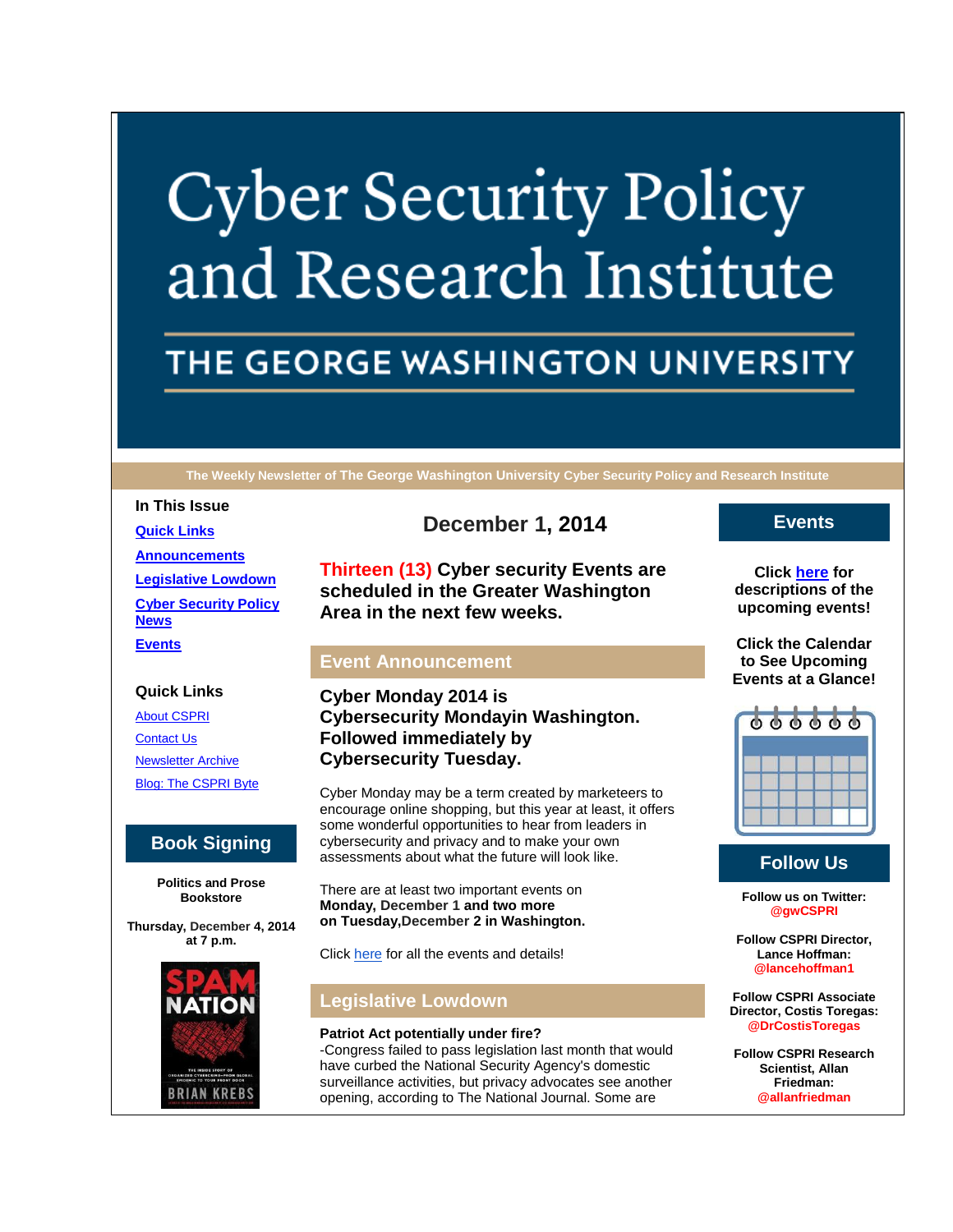# Cyber Security Policy and Research Institute

## THE GEORGE WASHINGTON UNIVERSITY

**The Weekly Newsletter of The George Washington University Cyber Security Policy and Research Institute**

**In This Issue**

- [Quick Links]
- [Announcements]
- [Legislative Lowdown]
- [Cyber Security Policy News]
- [Events]

**Quick Links**

- About CSPRI
- Contact Us
- Newsletter Archive
- Blog: The CSPRI Byte

## Book Signing

**Politics and Prose Bookstore**

**Thursday, December 4, 2014 at 7 p.m.**

SPAM NATION — BRIAN KREBS

## December 1, 2014

**Thirteen (13) Cyber security Events are scheduled in the Greater Washington Area in the next few weeks.**

## Event Announcement

**Cyber Monday 2014 is Cybersecurity Mondayin Washington. Followed immediately by Cybersecurity Tuesday.**

Cyber Monday may be a term created by marketeers to encourage online shopping, but this year at least, it offers some wonderful opportunities to hear from leaders in cybersecurity and privacy and to make your own assessments about what the future will look like.

There are at least two important events on **Monday, December 1 and two more on Tuesday,December 2 in Washington.**

Click here for all the events and details!

## Legislative Lowdown

**Patriot Act potentially under fire?**
-Congress failed to pass legislation last month that would have curbed the National Security Agency's domestic surveillance activities, but privacy advocates see another opening, according to The National Journal. Some are

## Events

**Click here for descriptions of the upcoming events!**

**Click the Calendar to See Upcoming Events at a Glance!**

## Follow Us

**Follow us on Twitter:** @gwCSPRI

**Follow CSPRI Director, Lance Hoffman:** @lancehoffman1

**Follow CSPRI Associate Director, Costis Toregas:** @DrCostisToregas

**Follow CSPRI Research Scientist, Allan Friedman:** @allanfriedman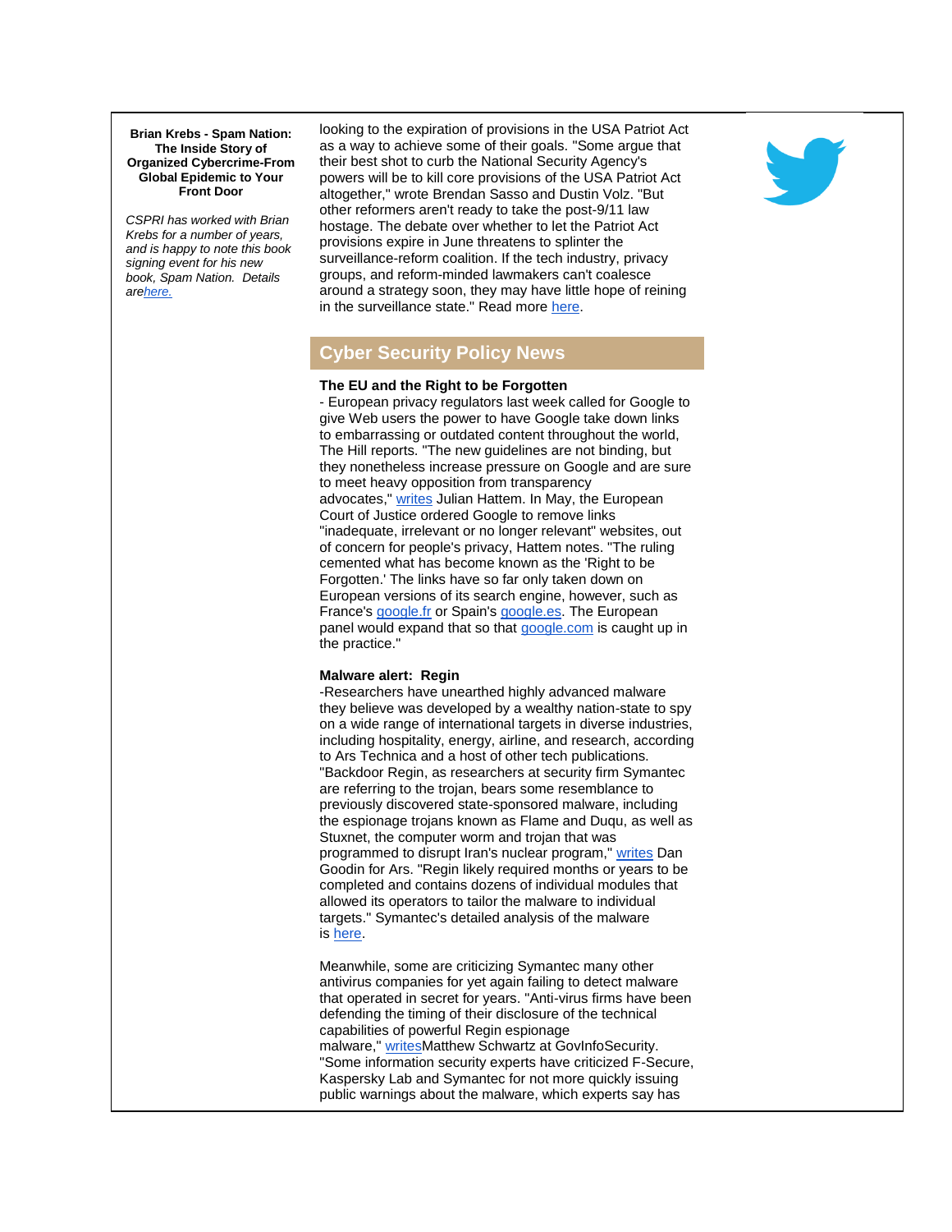**Brian Krebs - Spam Nation: The Inside Story of Organized Cybercrime-From Global Epidemic to Your Front Door**

*CSPRI has worked with Brian Krebs for a number of years, and is happy to note this book signing event for his new book, Spam Nation. Details arehere.*

looking to the expiration of provisions in the USA Patriot Act as a way to achieve some of their goals. "Some argue that their best shot to curb the National Security Agency's powers will be to kill core provisions of the USA Patriot Act altogether," wrote Brendan Sasso and Dustin Volz. "But other reformers aren't ready to take the post-9/11 law hostage. The debate over whether to let the Patriot Act provisions expire in June threatens to splinter the surveillance-reform coalition. If the tech industry, privacy groups, and reform-minded lawmakers can't coalesce around a strategy soon, they may have little hope of reining in the surveillance state." Read more here.

## Cyber Security Policy News

**The EU and the Right to be Forgotten**
- European privacy regulators last week called for Google to give Web users the power to have Google take down links to embarrassing or outdated content throughout the world, The Hill reports. "The new guidelines are not binding, but they nonetheless increase pressure on Google and are sure to meet heavy opposition from transparency advocates," writes Julian Hattem. In May, the European Court of Justice ordered Google to remove links "inadequate, irrelevant or no longer relevant" websites, out of concern for people's privacy, Hattem notes. "The ruling cemented what has become known as the 'Right to be Forgotten.' The links have so far only taken down on European versions of its search engine, however, such as France's google.fr or Spain's google.es. The European panel would expand that so that google.com is caught up in the practice."

**Malware alert: Regin**
-Researchers have unearthed highly advanced malware they believe was developed by a wealthy nation-state to spy on a wide range of international targets in diverse industries, including hospitality, energy, airline, and research, according to Ars Technica and a host of other tech publications. "Backdoor Regin, as researchers at security firm Symantec are referring to the trojan, bears some resemblance to previously discovered state-sponsored malware, including the espionage trojans known as Flame and Duqu, as well as Stuxnet, the computer worm and trojan that was programmed to disrupt Iran's nuclear program," writes Dan Goodin for Ars. "Regin likely required months or years to be completed and contains dozens of individual modules that allowed its operators to tailor the malware to individual targets." Symantec's detailed analysis of the malware is here.

Meanwhile, some are criticizing Symantec many other antivirus companies for yet again failing to detect malware that operated in secret for years. "Anti-virus firms have been defending the timing of their disclosure of the technical capabilities of powerful Regin espionage malware," writesMatthew Schwartz at GovInfoSecurity. "Some information security experts have criticized F-Secure, Kaspersky Lab and Symantec for not more quickly issuing public warnings about the malware, which experts say has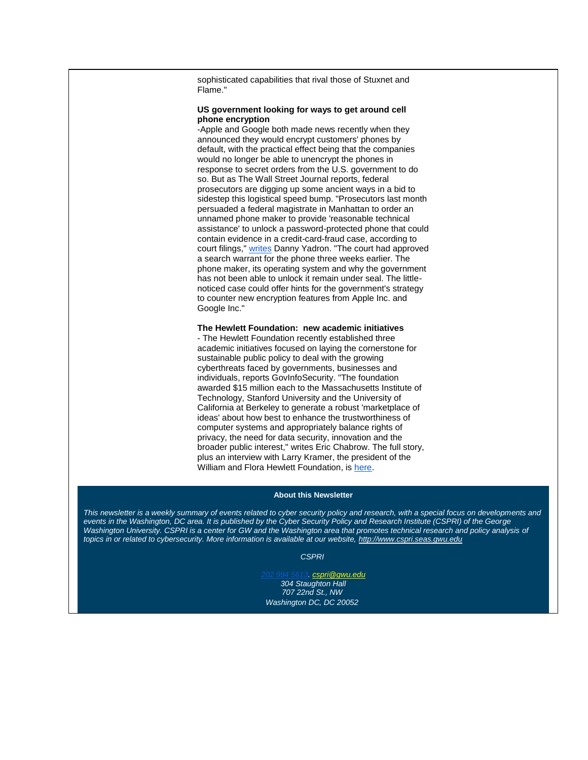sophisticated capabilities that rival those of Stuxnet and Flame."

**US government looking for ways to get around cell phone encryption**

-Apple and Google both made news recently when they announced they would encrypt customers' phones by default, with the practical effect being that the companies would no longer be able to unencrypt the phones in response to secret orders from the U.S. government to do so. But as The Wall Street Journal reports, federal prosecutors are digging up some ancient ways in a bid to sidestep this logistical speed bump. "Prosecutors last month persuaded a federal magistrate in Manhattan to order an unnamed phone maker to provide 'reasonable technical assistance' to unlock a password-protected phone that could contain evidence in a credit-card-fraud case, according to court filings," writes Danny Yadron. "The court had approved a search warrant for the phone three weeks earlier. The phone maker, its operating system and why the government has not been able to unlock it remain under seal. The little-noticed case could offer hints for the government's strategy to counter new encryption features from Apple Inc. and Google Inc."

**The Hewlett Foundation: new academic initiatives**

- The Hewlett Foundation recently established three academic initiatives focused on laying the cornerstone for sustainable public policy to deal with the growing cyberthreats faced by governments, businesses and individuals, reports GovInfoSecurity. "The foundation awarded $15 million each to the Massachusetts Institute of Technology, Stanford University and the University of California at Berkeley to generate a robust 'marketplace of ideas' about how best to enhance the trustworthiness of computer systems and appropriately balance rights of privacy, the need for data security, innovation and the broader public interest," writes Eric Chabrow. The full story, plus an interview with Larry Kramer, the president of the William and Flora Hewlett Foundation, is here.

**About this Newsletter**

*This newsletter is a weekly summary of events related to cyber security policy and research, with a special focus on developments and events in the Washington, DC area. It is published by the Cyber Security Policy and Research Institute (CSPRI) of the George Washington University. CSPRI is a center for GW and the Washington area that promotes technical research and policy analysis of topics in or related to cybersecurity. More information is available at our website, http://www.cspri.seas.gwu.edu*

*CSPRI*

*202 994 5613, cspri@gwu.edu*
*304 Staughton Hall*
*707 22nd St., NW*
*Washington DC, DC 20052*